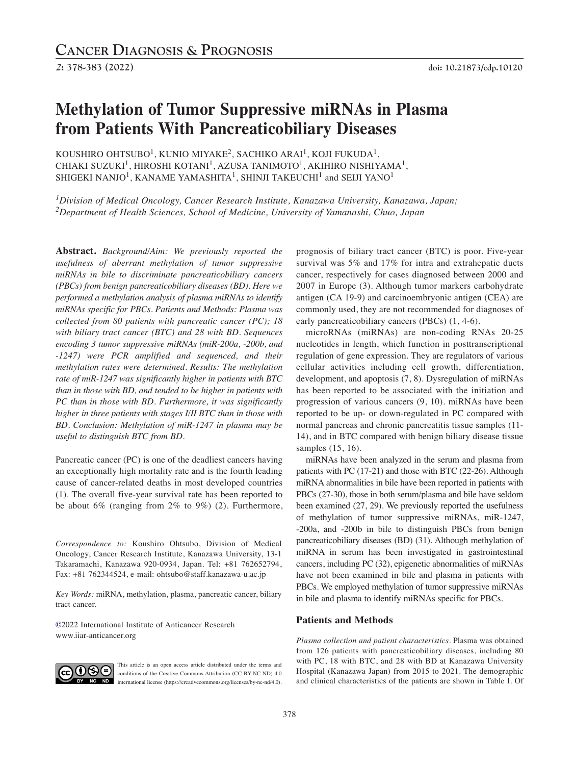# Methylation of Tumor Suppressive miRNAs in Plasma from Patients With Pancreaticobiliary Diseases

KOUSHIRO OHTSUBO[1], KUNIO MIYAKE[2], SACHIKO ARAI[1], KOJI FUKUDA[1], CHIAKI SUZUKI[1], HIROSHI KOTANI[1], AZUSA TANIMOTO[1], AKIHIRO NISHIYAMA[1], SHIGEKI NANJO[1], KANAME YAMASHITA[1], SHINJI TAKEUCHI[1] and SEIJI YANO[1]

*[1]Division of Medical Oncology, Cancer Research Institute, Kanazawa University, Kanazawa, Japan;*
*[2]Department of Health Sciences, School of Medicine, University of Yamanashi, Chuo, Japan*

**Abstract.** *Background/Aim: We previously reported the usefulness of aberrant methylation of tumor suppressive miRNAs in bile to discriminate pancreaticobiliary cancers (PBCs) from benign pancreaticobiliary diseases (BD). Here we performed a methylation analysis of plasma miRNAs to identify miRNAs specific for PBCs. Patients and Methods: Plasma was collected from 80 patients with pancreatic cancer (PC); 18 with biliary tract cancer (BTC) and 28 with BD. Sequences encoding 3 tumor suppressive miRNAs (miR-200a, -200b, and -1247) were PCR amplified and sequenced, and their methylation rates were determined. Results: The methylation rate of miR-1247 was significantly higher in patients with BTC than in those with BD, and tended to be higher in patients with PC than in those with BD. Furthermore, it was significantly higher in three patients with stages I/II BTC than in those with BD. Conclusion: Methylation of miR-1247 in plasma may be useful to distinguish BTC from BD.*

Pancreatic cancer (PC) is one of the deadliest cancers having an exceptionally high mortality rate and is the fourth leading cause of cancer-related deaths in most developed countries (1). The overall five-year survival rate has been reported to be about 6% (ranging from 2% to 9%) (2). Furthermore, prognosis of biliary tract cancer (BTC) is poor. Five-year survival was 5% and 17% for intra and extrahepatic ducts cancer, respectively for cases diagnosed between 2000 and 2007 in Europe (3). Although tumor markers carbohydrate antigen (CA 19-9) and carcinoembryonic antigen (CEA) are commonly used, they are not recommended for diagnoses of early pancreaticobiliary cancers (PBCs) (1, 4-6).

microRNAs (miRNAs) are non-coding RNAs 20-25 nucleotides in length, which function in posttranscriptional regulation of gene expression. They are regulators of various cellular activities including cell growth, differentiation, development, and apoptosis (7, 8). Dysregulation of miRNAs has been reported to be associated with the initiation and progression of various cancers (9, 10). miRNAs have been reported to be up- or down-regulated in PC compared with normal pancreas and chronic pancreatitis tissue samples (11-14), and in BTC compared with benign biliary disease tissue samples (15, 16).

miRNAs have been analyzed in the serum and plasma from patients with PC (17-21) and those with BTC (22-26). Although miRNA abnormalities in bile have been reported in patients with PBCs (27-30), those in both serum/plasma and bile have seldom been examined (27, 29). We previously reported the usefulness of methylation of tumor suppressive miRNAs, miR-1247, -200a, and -200b in bile to distinguish PBCs from benign pancreaticobiliary diseases (BD) (31). Although methylation of miRNA in serum has been investigated in gastrointestinal cancers, including PC (32), epigenetic abnormalities of miRNAs have not been examined in bile and plasma in patients with PBCs. We employed methylation of tumor suppressive miRNAs in bile and plasma to identify miRNAs specific for PBCs.

*Correspondence to:* Koushiro Ohtsubo, Division of Medical Oncology, Cancer Research Institute, Kanazawa University, 13-1 Takaramachi, Kanazawa 920-0934, Japan. Tel: +81 762652794, Fax: +81 762344524, e-mail: ohtsubo@staff.kanazawa-u.ac.jp

*Key Words:* miRNA, methylation, plasma, pancreatic cancer, biliary tract cancer.

©2022 International Institute of Anticancer Research
www.iiar-anticancer.org

This article is an open access article distributed under the terms and conditions of the Creative Commons Attribution (CC BY-NC-ND) 4.0 international license (https://creativecommons.org/licenses/by-nc-nd/4.0).

## Patients and Methods

*Plasma collection and patient characteristics.* Plasma was obtained from 126 patients with pancreaticobiliary diseases, including 80 with PC, 18 with BTC, and 28 with BD at Kanazawa University Hospital (Kanazawa Japan) from 2015 to 2021. The demographic and clinical characteristics of the patients are shown in Table I. Of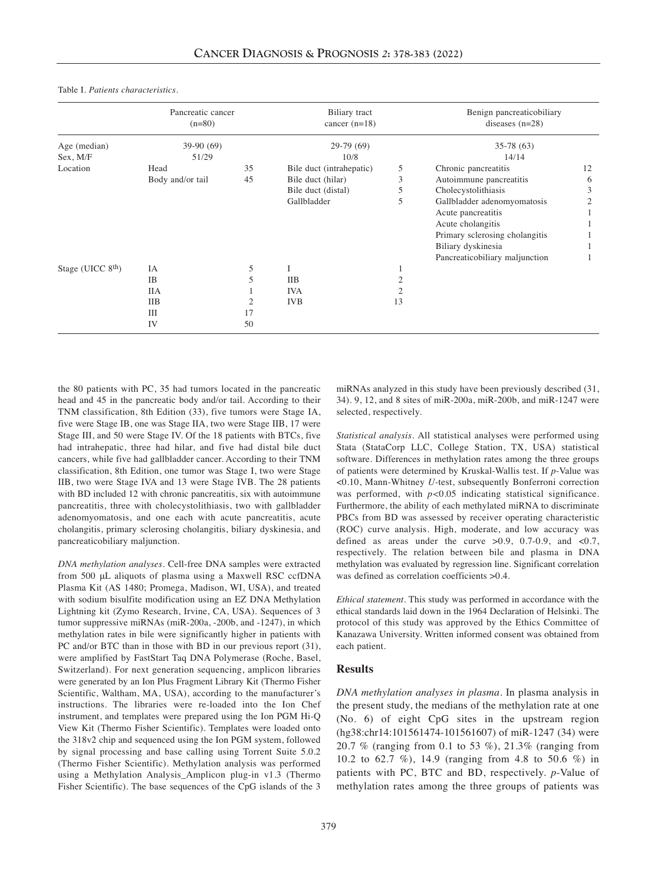Table I. *Patients characteristics.*

| | Pancreatic cancer (n=80) | | Biliary tract cancer (n=18) | | Benign pancreaticobiliary diseases (n=28) | |
|---|---|---|---|---|---|---|
| Age (median) | 39-90 (69) | | 29-79 (69) | | 35-78 (63) | |
| Sex, M/F | 51/29 | | 10/8 | | 14/14 | |
| Location | Head | 35 | Bile duct (intrahepatic) | 5 | Chronic pancreatitis | 12 |
| | Body and/or tail | 45 | Bile duct (hilar) | 3 | Autoimmune pancreatitis | 6 |
| | | | Bile duct (distal) | 5 | Cholecystolithiasis | 3 |
| | | | Gallbladder | 5 | Gallbladder adenomyomatosis | 2 |
| | | | | | Acute pancreatitis | 1 |
| | | | | | Acute cholangitis | 1 |
| | | | | | Primary sclerosing cholangitis | 1 |
| | | | | | Biliary dyskinesia | 1 |
| | | | | | Pancreaticobiliary maljunction | 1 |
| Stage (UICC 8th) | IA | 5 | I | 1 | | |
| | IB | 5 | IIB | 2 | | |
| | IIA | 1 | IVA | 2 | | |
| | IIB | 2 | IVB | 13 | | |
| | III | 17 | | | | |
| | IV | 50 | | | | |

the 80 patients with PC, 35 had tumors located in the pancreatic head and 45 in the pancreatic body and/or tail. According to their TNM classification, 8th Edition (33), five tumors were Stage IA, five were Stage IB, one was Stage IIA, two were Stage IIB, 17 were Stage III, and 50 were Stage IV. Of the 18 patients with BTCs, five had intrahepatic, three had hilar, and five had distal bile duct cancers, while five had gallbladder cancer. According to their TNM classification, 8th Edition, one tumor was Stage I, two were Stage IIB, two were Stage IVA and 13 were Stage IVB. The 28 patients with BD included 12 with chronic pancreatitis, six with autoimmune pancreatitis, three with cholecystolithiasis, two with gallbladder adenomyomatosis, and one each with acute pancreatitis, acute cholangitis, primary sclerosing cholangitis, biliary dyskinesia, and pancreaticobiliary maljunction.

*DNA methylation analyses.* Cell-free DNA samples were extracted from 500 μL aliquots of plasma using a Maxwell RSC ccfDNA Plasma Kit (AS 1480; Promega, Madison, WI, USA), and treated with sodium bisulfite modification using an EZ DNA Methylation Lightning kit (Zymo Research, Irvine, CA, USA). Sequences of 3 tumor suppressive miRNAs (miR-200a, -200b, and -1247), in which methylation rates in bile were significantly higher in patients with PC and/or BTC than in those with BD in our previous report (31), were amplified by FastStart Taq DNA Polymerase (Roche, Basel, Switzerland). For next generation sequencing, amplicon libraries were generated by an Ion Plus Fragment Library Kit (Thermo Fisher Scientific, Waltham, MA, USA), according to the manufacturer's instructions. The libraries were re-loaded into the Ion Chef instrument, and templates were prepared using the Ion PGM Hi-Q View Kit (Thermo Fisher Scientific). Templates were loaded onto the 318v2 chip and sequenced using the Ion PGM system, followed by signal processing and base calling using Torrent Suite 5.0.2 (Thermo Fisher Scientific). Methylation analysis was performed using a Methylation Analysis_Amplicon plug-in v1.3 (Thermo Fisher Scientific). The base sequences of the CpG islands of the 3 miRNAs analyzed in this study have been previously described (31, 34). 9, 12, and 8 sites of miR-200a, miR-200b, and miR-1247 were selected, respectively.

*Statistical analysis.* All statistical analyses were performed using Stata (StataCorp LLC, College Station, TX, USA) statistical software. Differences in methylation rates among the three groups of patients were determined by Kruskal-Wallis test. If *p*-Value was $<0.10$, Mann-Whitney *U*-test, subsequently Bonferroni correction was performed, with $p<0.05$ indicating statistical significance. Furthermore, the ability of each methylated miRNA to discriminate PBCs from BD was assessed by receiver operating characteristic (ROC) curve analysis. High, moderate, and low accuracy was defined as areas under the curve $>0.9$, 0.7-0.9, and $<0.7$, respectively. The relation between bile and plasma in DNA methylation was evaluated by regression line. Significant correlation was defined as correlation coefficients $>0.4$.

*Ethical statement.* This study was performed in accordance with the ethical standards laid down in the 1964 Declaration of Helsinki. The protocol of this study was approved by the Ethics Committee of Kanazawa University. Written informed consent was obtained from each patient.

## Results

*DNA methylation analyses in plasma.* In plasma analysis in the present study, the medians of the methylation rate at one (No. 6) of eight CpG sites in the upstream region (hg38:chr14:101561474-101561607) of miR-1247 (34) were 20.7 % (ranging from 0.1 to 53 %), 21.3% (ranging from 10.2 to 62.7 %), 14.9 (ranging from 4.8 to 50.6 %) in patients with PC, BTC and BD, respectively. *p*-Value of methylation rates among the three groups of patients was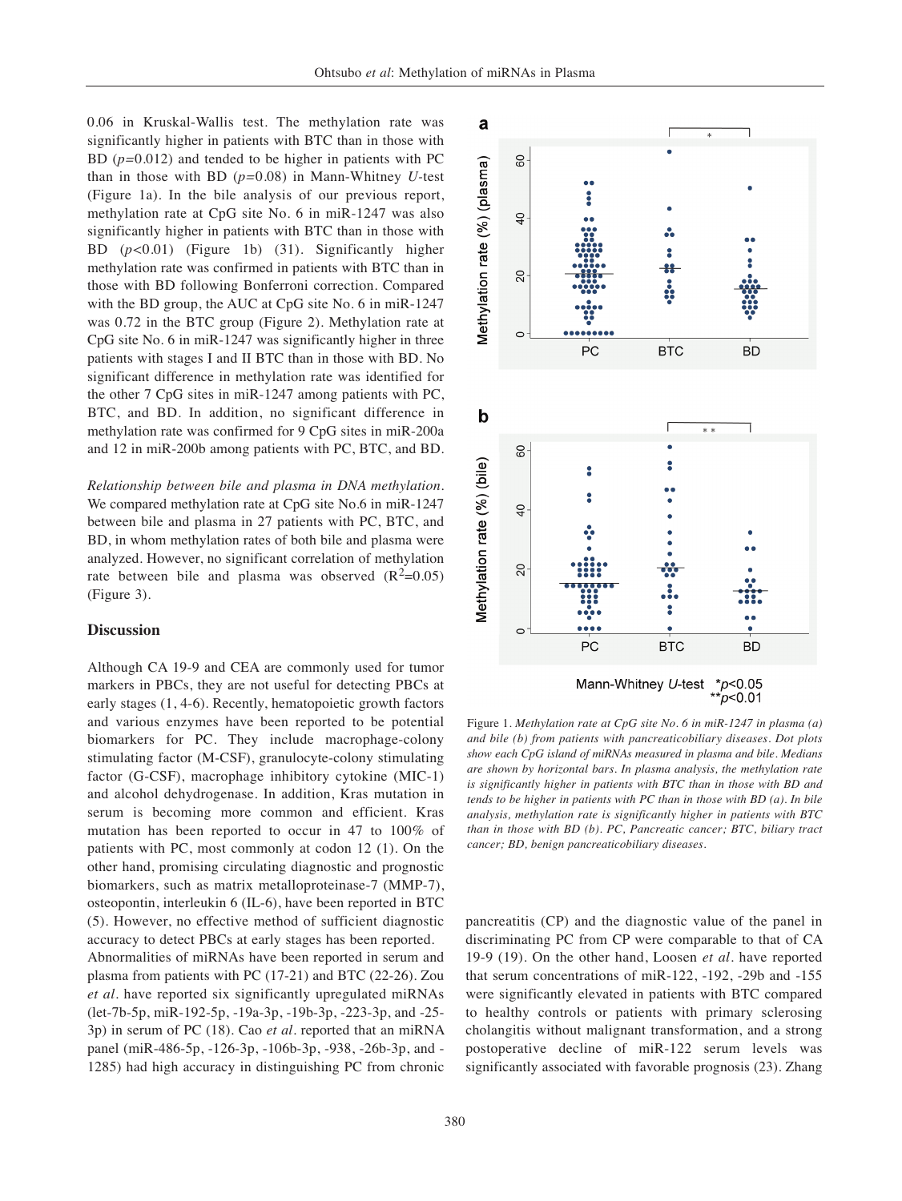0.06 in Kruskal-Wallis test. The methylation rate was significantly higher in patients with BTC than in those with BD ($p$=0.012) and tended to be higher in patients with PC than in those with BD ($p$=0.08) in Mann-Whitney *U*-test (Figure 1a). In the bile analysis of our previous report, methylation rate at CpG site No. 6 in miR-1247 was also significantly higher in patients with BTC than in those with BD ($p$<0.01) (Figure 1b) (31). Significantly higher methylation rate was confirmed in patients with BTC than in those with BD following Bonferroni correction. Compared with the BD group, the AUC at CpG site No. 6 in miR-1247 was 0.72 in the BTC group (Figure 2). Methylation rate at CpG site No. 6 in miR-1247 was significantly higher in three patients with stages I and II BTC than in those with BD. No significant difference in methylation rate was identified for the other 7 CpG sites in miR-1247 among patients with PC, BTC, and BD. In addition, no significant difference in methylation rate was confirmed for 9 CpG sites in miR-200a and 12 in miR-200b among patients with PC, BTC, and BD.

*Relationship between bile and plasma in DNA methylation.* We compared methylation rate at CpG site No.6 in miR-1247 between bile and plasma in 27 patients with PC, BTC, and BD, in whom methylation rates of both bile and plasma were analyzed. However, no significant correlation of methylation rate between bile and plasma was observed ($R^2$=0.05) (Figure 3).

Figure 1. *Methylation rate at CpG site No. 6 in miR-1247 in plasma (a) and bile (b) from patients with pancreaticobiliary diseases. Dot plots show each CpG island of miRNAs measured in plasma and bile. Medians are shown by horizontal bars. In plasma analysis, the methylation rate is significantly higher in patients with BTC than in those with BD and tends to be higher in patients with PC than in those with BD (a). In bile analysis, methylation rate is significantly higher in patients with BTC than in those with BD (b). PC, Pancreatic cancer; BTC, biliary tract cancer; BD, benign pancreaticobiliary diseases.*

## Discussion

Although CA 19-9 and CEA are commonly used for tumor markers in PBCs, they are not useful for detecting PBCs at early stages (1, 4-6). Recently, hematopoietic growth factors and various enzymes have been reported to be potential biomarkers for PC. They include macrophage-colony stimulating factor (M-CSF), granulocyte-colony stimulating factor (G-CSF), macrophage inhibitory cytokine (MIC-1) and alcohol dehydrogenase. In addition, Kras mutation in serum is becoming more common and efficient. Kras mutation has been reported to occur in 47 to 100% of patients with PC, most commonly at codon 12 (1). On the other hand, promising circulating diagnostic and prognostic biomarkers, such as matrix metalloproteinase-7 (MMP-7), osteopontin, interleukin 6 (IL-6), have been reported in BTC (5). However, no effective method of sufficient diagnostic accuracy to detect PBCs at early stages has been reported.

Abnormalities of miRNAs have been reported in serum and plasma from patients with PC (17-21) and BTC (22-26). Zou *et al.* have reported six significantly upregulated miRNAs (let-7b-5p, miR-192-5p, -19a-3p, -19b-3p, -223-3p, and -25-3p) in serum of PC (18). Cao *et al.* reported that an miRNA panel (miR-486-5p, -126-3p, -106b-3p, -938, -26b-3p, and -1285) had high accuracy in distinguishing PC from chronic pancreatitis (CP) and the diagnostic value of the panel in discriminating PC from CP were comparable to that of CA 19-9 (19). On the other hand, Loosen *et al.* have reported that serum concentrations of miR-122, -192, -29b and -155 were significantly elevated in patients with BTC compared to healthy controls or patients with primary sclerosing cholangitis without malignant transformation, and a strong postoperative decline of miR-122 serum levels was significantly associated with favorable prognosis (23). Zhang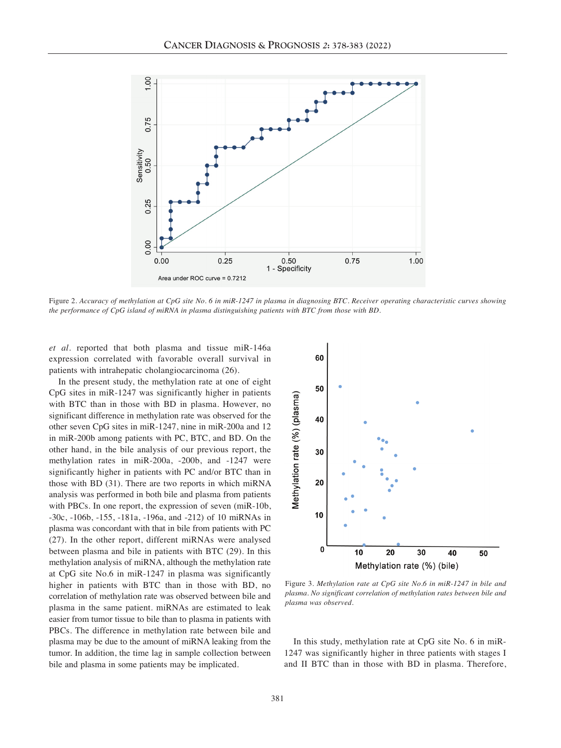Figure 2. *Accuracy of methylation at CpG site No. 6 in miR-1247 in plasma in diagnosing BTC. Receiver operating characteristic curves showing the performance of CpG island of miRNA in plasma distinguishing patients with BTC from those with BD.*

*et al.* reported that both plasma and tissue miR-146a expression correlated with favorable overall survival in patients with intrahepatic cholangiocarcinoma (26).

In the present study, the methylation rate at one of eight CpG sites in miR-1247 was significantly higher in patients with BTC than in those with BD in plasma. However, no significant difference in methylation rate was observed for the other seven CpG sites in miR-1247, nine in miR-200a and 12 in miR-200b among patients with PC, BTC, and BD. On the other hand, in the bile analysis of our previous report, the methylation rates in miR-200a, -200b, and -1247 were significantly higher in patients with PC and/or BTC than in those with BD (31). There are two reports in which miRNA analysis was performed in both bile and plasma from patients with PBCs. In one report, the expression of seven (miR-10b, -30c, -106b, -155, -181a, -196a, and -212) of 10 miRNAs in plasma was concordant with that in bile from patients with PC (27). In the other report, different miRNAs were analysed between plasma and bile in patients with BTC (29). In this methylation analysis of miRNA, although the methylation rate at CpG site No.6 in miR-1247 in plasma was significantly higher in patients with BTC than in those with BD, no correlation of methylation rate was observed between bile and plasma in the same patient. miRNAs are estimated to leak easier from tumor tissue to bile than to plasma in patients with PBCs. The difference in methylation rate between bile and plasma may be due to the amount of miRNA leaking from the tumor. In addition, the time lag in sample collection between bile and plasma in some patients may be implicated.

Figure 3. *Methylation rate at CpG site No.6 in miR-1247 in bile and plasma. No significant correlation of methylation rates between bile and plasma was observed.*

In this study, methylation rate at CpG site No. 6 in miR-1247 was significantly higher in three patients with stages I and II BTC than in those with BD in plasma. Therefore,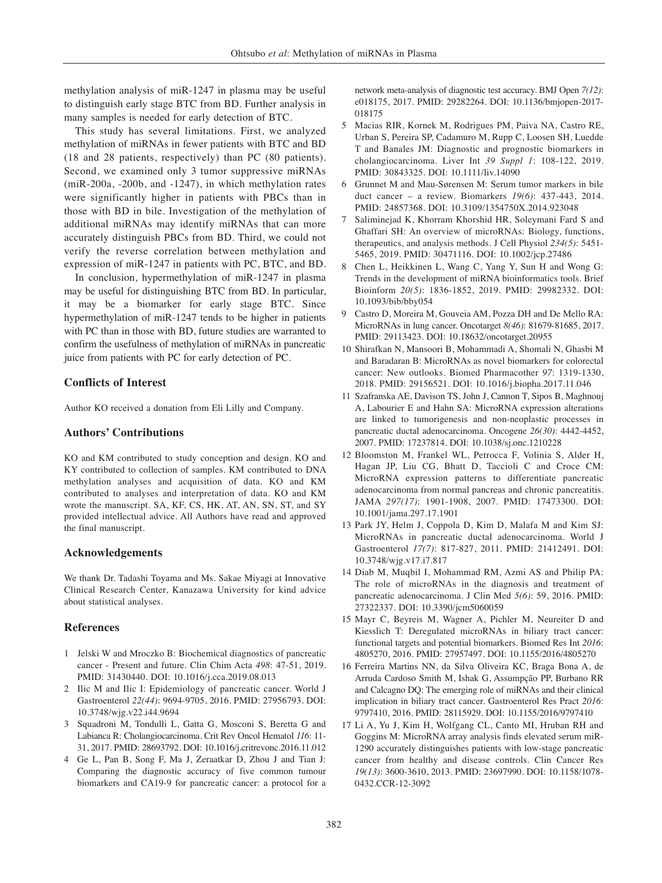methylation analysis of miR-1247 in plasma may be useful to distinguish early stage BTC from BD. Further analysis in many samples is needed for early detection of BTC.

This study has several limitations. First, we analyzed methylation of miRNAs in fewer patients with BTC and BD (18 and 28 patients, respectively) than PC (80 patients). Second, we examined only 3 tumor suppressive miRNAs (miR-200a, -200b, and -1247), in which methylation rates were significantly higher in patients with PBCs than in those with BD in bile. Investigation of the methylation of additional miRNAs may identify miRNAs that can more accurately distinguish PBCs from BD. Third, we could not verify the reverse correlation between methylation and expression of miR-1247 in patients with PC, BTC, and BD.

In conclusion, hypermethylation of miR-1247 in plasma may be useful for distinguishing BTC from BD. In particular, it may be a biomarker for early stage BTC. Since hypermethylation of miR-1247 tends to be higher in patients with PC than in those with BD, future studies are warranted to confirm the usefulness of methylation of miRNAs in pancreatic juice from patients with PC for early detection of PC.

## Conflicts of Interest

Author KO received a donation from Eli Lilly and Company.

## Authors' Contributions

KO and KM contributed to study conception and design. KO and KY contributed to collection of samples. KM contributed to DNA methylation analyses and acquisition of data. KO and KM contributed to analyses and interpretation of data. KO and KM wrote the manuscript. SA, KF, CS, HK, AT, AN, SN, ST, and SY provided intellectual advice. All Authors have read and approved the final manuscript.

## Acknowledgements

We thank Dr. Tadashi Toyama and Ms. Sakae Miyagi at Innovative Clinical Research Center, Kanazawa University for kind advice about statistical analyses.

## References

1. Jelski W and Mroczko B: Biochemical diagnostics of pancreatic cancer - Present and future. Clin Chim Acta *498*: 47-51, 2019. PMID: 31430440. DOI: 10.1016/j.cca.2019.08.013
2. Ilic M and Ilic I: Epidemiology of pancreatic cancer. World J Gastroenterol *22(44)*: 9694-9705, 2016. PMID: 27956793. DOI: 10.3748/wjg.v22.i44.9694
3. Squadroni M, Tondulli L, Gatta G, Mosconi S, Beretta G and Labianca R: Cholangiocarcinoma. Crit Rev Oncol Hematol *116*: 11-31, 2017. PMID: 28693792. DOI: 10.1016/j.critrevonc.2016.11.012
4. Ge L, Pan B, Song F, Ma J, Zeraatkar D, Zhou J and Tian J: Comparing the diagnostic accuracy of five common tumour biomarkers and CA19-9 for pancreatic cancer: a protocol for a network meta-analysis of diagnostic test accuracy. BMJ Open *7(12)*: e018175, 2017. PMID: 29282264. DOI: 10.1136/bmjopen-2017-018175
5. Macias RIR, Kornek M, Rodrigues PM, Paiva NA, Castro RE, Urban S, Pereira SP, Cadamuro M, Rupp C, Loosen SH, Luedde T and Banales JM: Diagnostic and prognostic biomarkers in cholangiocarcinoma. Liver Int *39 Suppl 1*: 108-122, 2019. PMID: 30843325. DOI: 10.1111/liv.14090
6. Grunnet M and Mau-Sørensen M: Serum tumor markers in bile duct cancer – a review. Biomarkers *19(6)*: 437-443, 2014. PMID: 24857368. DOI: 10.3109/1354750X.2014.923048
7. Saliminejad K, Khorram Khorshid HR, Soleymani Fard S and Ghaffari SH: An overview of microRNAs: Biology, functions, therapeutics, and analysis methods. J Cell Physiol *234(5)*: 5451-5465, 2019. PMID: 30471116. DOI: 10.1002/jcp.27486
8. Chen L, Heikkinen L, Wang C, Yang Y, Sun H and Wong G: Trends in the development of miRNA bioinformatics tools. Brief Bioinform *20(5)*: 1836-1852, 2019. PMID: 29982332. DOI: 10.1093/bib/bby054
9. Castro D, Moreira M, Gouveia AM, Pozza DH and De Mello RA: MicroRNAs in lung cancer. Oncotarget *8(46)*: 81679-81685, 2017. PMID: 29113423. DOI: 10.18632/oncotarget.20955
10. Shirafkan N, Mansoori B, Mohammadi A, Shomali N, Ghasbi M and Baradaran B: MicroRNAs as novel biomarkers for colorectal cancer: New outlooks. Biomed Pharmacother *97*: 1319-1330, 2018. PMID: 29156521. DOI: 10.1016/j.biopha.2017.11.046
11. Szafranska AE, Davison TS, John J, Cannon T, Sipos B, Maghnouj A, Labourier E and Hahn SA: MicroRNA expression alterations are linked to tumorigenesis and non-neoplastic processes in pancreatic ductal adenocarcinoma. Oncogene *26(30)*: 4442-4452, 2007. PMID: 17237814. DOI: 10.1038/sj.onc.1210228
12. Bloomston M, Frankel WL, Petrocca F, Volinia S, Alder H, Hagan JP, Liu CG, Bhatt D, Taccioli C and Croce CM: MicroRNA expression patterns to differentiate pancreatic adenocarcinoma from normal pancreas and chronic pancreatitis. JAMA *297(17)*: 1901-1908, 2007. PMID: 17473300. DOI: 10.1001/jama.297.17.1901
13. Park JY, Helm J, Coppola D, Kim D, Malafa M and Kim SJ: MicroRNAs in pancreatic ductal adenocarcinoma. World J Gastroenterol *17(7)*: 817-827, 2011. PMID: 21412491. DOI: 10.3748/wjg.v17.i7.817
14. Diab M, Muqbil I, Mohammad RM, Azmi AS and Philip PA: The role of microRNAs in the diagnosis and treatment of pancreatic adenocarcinoma. J Clin Med *5(6)*: 59, 2016. PMID: 27322337. DOI: 10.3390/jcm5060059
15. Mayr C, Beyreis M, Wagner A, Pichler M, Neureiter D and Kiesslich T: Deregulated microRNAs in biliary tract cancer: functional targets and potential biomarkers. Biomed Res Int *2016*: 4805270, 2016. PMID: 27957497. DOI: 10.1155/2016/4805270
16. Ferreira Martins NN, da Silva Oliveira KC, Braga Bona A, de Arruda Cardoso Smith M, Ishak G, Assumpção PP, Burbano RR and Calcagno DQ: The emerging role of miRNAs and their clinical implication in biliary tract cancer. Gastroenterol Res Pract *2016*: 9797410, 2016. PMID: 28115929. DOI: 10.1155/2016/9797410
17. Li A, Yu J, Kim H, Wolfgang CL, Canto MI, Hruban RH and Goggins M: MicroRNA array analysis finds elevated serum miR-1290 accurately distinguishes patients with low-stage pancreatic cancer from healthy and disease controls. Clin Cancer Res *19(13)*: 3600-3610, 2013. PMID: 23697990. DOI: 10.1158/1078-0432.CCR-12-3092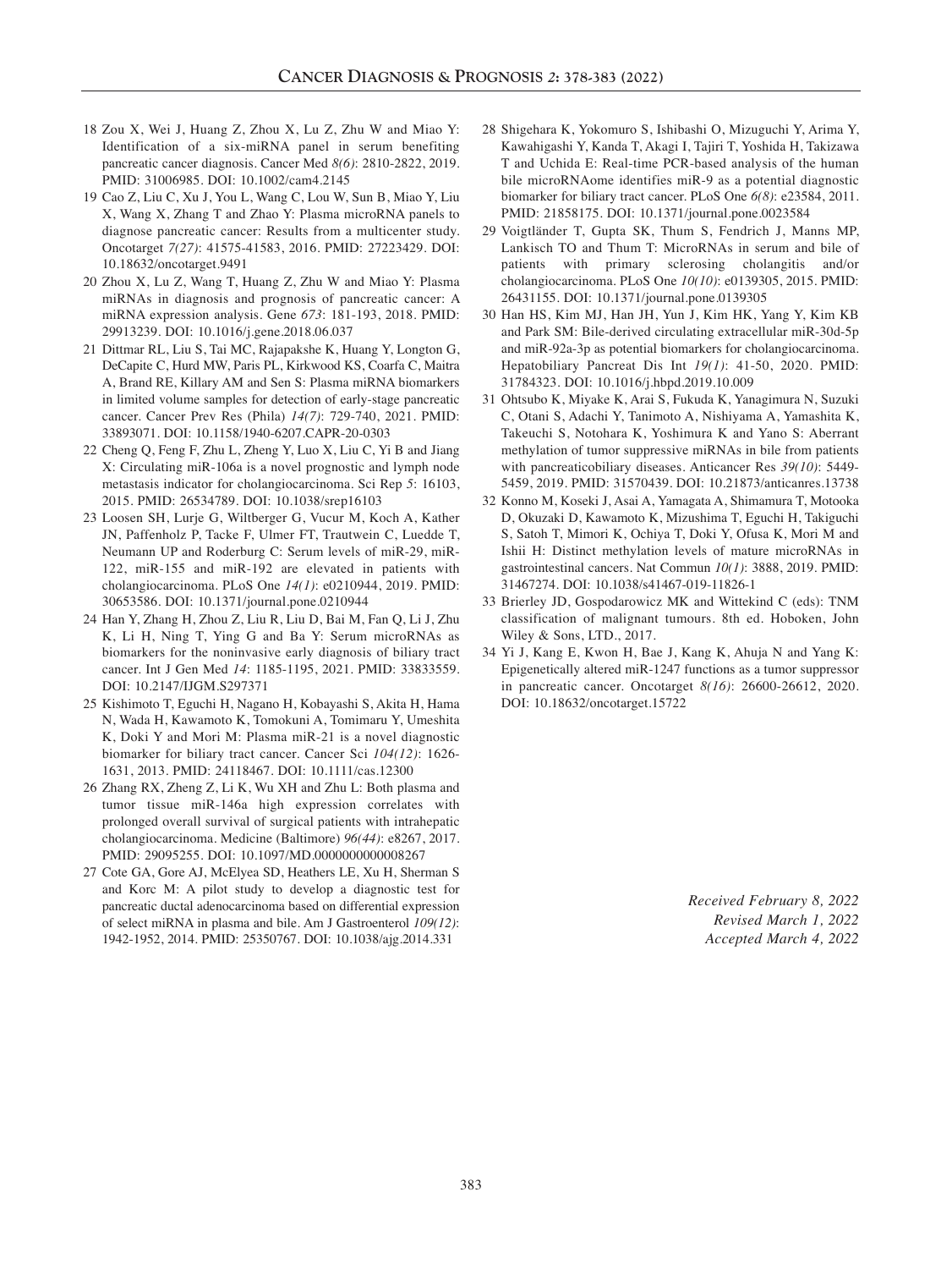18 Zou X, Wei J, Huang Z, Zhou X, Lu Z, Zhu W and Miao Y: Identification of a six-miRNA panel in serum benefiting pancreatic cancer diagnosis. Cancer Med *8(6)*: 2810-2822, 2019. PMID: 31006985. DOI: 10.1002/cam4.2145

19 Cao Z, Liu C, Xu J, You L, Wang C, Lou W, Sun B, Miao Y, Liu X, Wang X, Zhang T and Zhao Y: Plasma microRNA panels to diagnose pancreatic cancer: Results from a multicenter study. Oncotarget *7(27)*: 41575-41583, 2016. PMID: 27223429. DOI: 10.18632/oncotarget.9491

20 Zhou X, Lu Z, Wang T, Huang Z, Zhu W and Miao Y: Plasma miRNAs in diagnosis and prognosis of pancreatic cancer: A miRNA expression analysis. Gene *673*: 181-193, 2018. PMID: 29913239. DOI: 10.1016/j.gene.2018.06.037

21 Dittmar RL, Liu S, Tai MC, Rajapakshe K, Huang Y, Longton G, DeCapite C, Hurd MW, Paris PL, Kirkwood KS, Coarfa C, Maitra A, Brand RE, Killary AM and Sen S: Plasma miRNA biomarkers in limited volume samples for detection of early-stage pancreatic cancer. Cancer Prev Res (Phila) *14(7)*: 729-740, 2021. PMID: 33893071. DOI: 10.1158/1940-6207.CAPR-20-0303

22 Cheng Q, Feng F, Zhu L, Zheng Y, Luo X, Liu C, Yi B and Jiang X: Circulating miR-106a is a novel prognostic and lymph node metastasis indicator for cholangiocarcinoma. Sci Rep *5*: 16103, 2015. PMID: 26534789. DOI: 10.1038/srep16103

23 Loosen SH, Lurje G, Wiltberger G, Vucur M, Koch A, Kather JN, Paffenholz P, Tacke F, Ulmer FT, Trautwein C, Luedde T, Neumann UP and Roderburg C: Serum levels of miR-29, miR-122, miR-155 and miR-192 are elevated in patients with cholangiocarcinoma. PLoS One *14(1)*: e0210944, 2019. PMID: 30653586. DOI: 10.1371/journal.pone.0210944

24 Han Y, Zhang H, Zhou Z, Liu R, Liu D, Bai M, Fan Q, Li J, Zhu K, Li H, Ning T, Ying G and Ba Y: Serum microRNAs as biomarkers for the noninvasive early diagnosis of biliary tract cancer. Int J Gen Med *14*: 1185-1195, 2021. PMID: 33833559. DOI: 10.2147/IJGM.S297371

25 Kishimoto T, Eguchi H, Nagano H, Kobayashi S, Akita H, Hama N, Wada H, Kawamoto K, Tomokuni A, Tomimaru Y, Umeshita K, Doki Y and Mori M: Plasma miR-21 is a novel diagnostic biomarker for biliary tract cancer. Cancer Sci *104(12)*: 1626-1631, 2013. PMID: 24118467. DOI: 10.1111/cas.12300

26 Zhang RX, Zheng Z, Li K, Wu XH and Zhu L: Both plasma and tumor tissue miR-146a high expression correlates with prolonged overall survival of surgical patients with intrahepatic cholangiocarcinoma. Medicine (Baltimore) *96(44)*: e8267, 2017. PMID: 29095255. DOI: 10.1097/MD.0000000000008267

27 Cote GA, Gore AJ, McElyea SD, Heathers LE, Xu H, Sherman S and Korc M: A pilot study to develop a diagnostic test for pancreatic ductal adenocarcinoma based on differential expression of select miRNA in plasma and bile. Am J Gastroenterol *109(12)*: 1942-1952, 2014. PMID: 25350767. DOI: 10.1038/ajg.2014.331

28 Shigehara K, Yokomuro S, Ishibashi O, Mizuguchi Y, Arima Y, Kawahigashi Y, Kanda T, Akagi I, Tajiri T, Yoshida H, Takizawa T and Uchida E: Real-time PCR-based analysis of the human bile microRNAome identifies miR-9 as a potential diagnostic biomarker for biliary tract cancer. PLoS One *6(8)*: e23584, 2011. PMID: 21858175. DOI: 10.1371/journal.pone.0023584

29 Voigtländer T, Gupta SK, Thum S, Fendrich J, Manns MP, Lankisch TO and Thum T: MicroRNAs in serum and bile of patients with primary sclerosing cholangitis and/or cholangiocarcinoma. PLoS One *10(10)*: e0139305, 2015. PMID: 26431155. DOI: 10.1371/journal.pone.0139305

30 Han HS, Kim MJ, Han JH, Yun J, Kim HK, Yang Y, Kim KB and Park SM: Bile-derived circulating extracellular miR-30d-5p and miR-92a-3p as potential biomarkers for cholangiocarcinoma. Hepatobiliary Pancreat Dis Int *19(1)*: 41-50, 2020. PMID: 31784323. DOI: 10.1016/j.hbpd.2019.10.009

31 Ohtsubo K, Miyake K, Arai S, Fukuda K, Yanagimura N, Suzuki C, Otani S, Adachi Y, Tanimoto A, Nishiyama A, Yamashita K, Takeuchi S, Notohara K, Yoshimura K and Yano S: Aberrant methylation of tumor suppressive miRNAs in bile from patients with pancreaticobiliary diseases. Anticancer Res *39(10)*: 5449-5459, 2019. PMID: 31570439. DOI: 10.21873/anticanres.13738

32 Konno M, Koseki J, Asai A, Yamagata A, Shimamura T, Motooka D, Okuzaki D, Kawamoto K, Mizushima T, Eguchi H, Takiguchi S, Satoh T, Mimori K, Ochiya T, Doki Y, Ofusa K, Mori M and Ishii H: Distinct methylation levels of mature microRNAs in gastrointestinal cancers. Nat Commun *10(1)*: 3888, 2019. PMID: 31467274. DOI: 10.1038/s41467-019-11826-1

33 Brierley JD, Gospodarowicz MK and Wittekind C (eds): TNM classification of malignant tumours. 8th ed. Hoboken, John Wiley & Sons, LTD., 2017.

34 Yi J, Kang E, Kwon H, Bae J, Kang K, Ahuja N and Yang K: Epigenetically altered miR-1247 functions as a tumor suppressor in pancreatic cancer. Oncotarget *8(16)*: 26600-26612, 2020. DOI: 10.18632/oncotarget.15722

*Received February 8, 2022*
*Revised March 1, 2022*
*Accepted March 4, 2022*